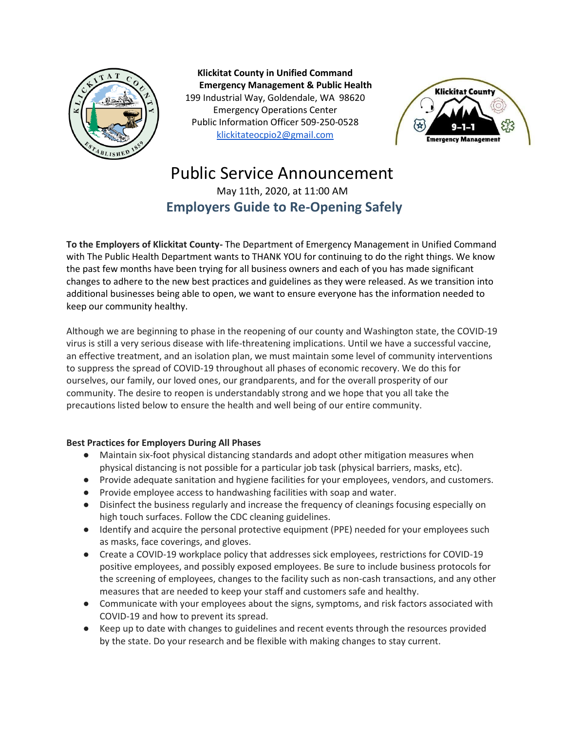**Klickitat County in Unified Command**
**Emergency Management & Public Health**
199 Industrial Way, Goldendale, WA 98620
Emergency Operations Center
Public Information Officer 509-250-0528
klickitateocpio2@gmail.com

# Public Service Announcement

May 11th, 2020, at 11:00 AM

## Employers Guide to Re-Opening Safely

**To the Employers of Klickitat County-** The Department of Emergency Management in Unified Command with The Public Health Department wants to THANK YOU for continuing to do the right things. We know the past few months have been trying for all business owners and each of you has made significant changes to adhere to the new best practices and guidelines as they were released. As we transition into additional businesses being able to open, we want to ensure everyone has the information needed to keep our community healthy.

Although we are beginning to phase in the reopening of our county and Washington state, the COVID-19 virus is still a very serious disease with life-threatening implications. Until we have a successful vaccine, an effective treatment, and an isolation plan, we must maintain some level of community interventions to suppress the spread of COVID-19 throughout all phases of economic recovery. We do this for ourselves, our family, our loved ones, our grandparents, and for the overall prosperity of our community. The desire to reopen is understandably strong and we hope that you all take the precautions listed below to ensure the health and well being of our entire community.

**Best Practices for Employers During All Phases**

- Maintain six-foot physical distancing standards and adopt other mitigation measures when physical distancing is not possible for a particular job task (physical barriers, masks, etc).
- Provide adequate sanitation and hygiene facilities for your employees, vendors, and customers.
- Provide employee access to handwashing facilities with soap and water.
- Disinfect the business regularly and increase the frequency of cleanings focusing especially on high touch surfaces. Follow the CDC cleaning guidelines.
- Identify and acquire the personal protective equipment (PPE) needed for your employees such as masks, face coverings, and gloves.
- Create a COVID-19 workplace policy that addresses sick employees, restrictions for COVID-19 positive employees, and possibly exposed employees. Be sure to include business protocols for the screening of employees, changes to the facility such as non-cash transactions, and any other measures that are needed to keep your staff and customers safe and healthy.
- Communicate with your employees about the signs, symptoms, and risk factors associated with COVID-19 and how to prevent its spread.
- Keep up to date with changes to guidelines and recent events through the resources provided by the state. Do your research and be flexible with making changes to stay current.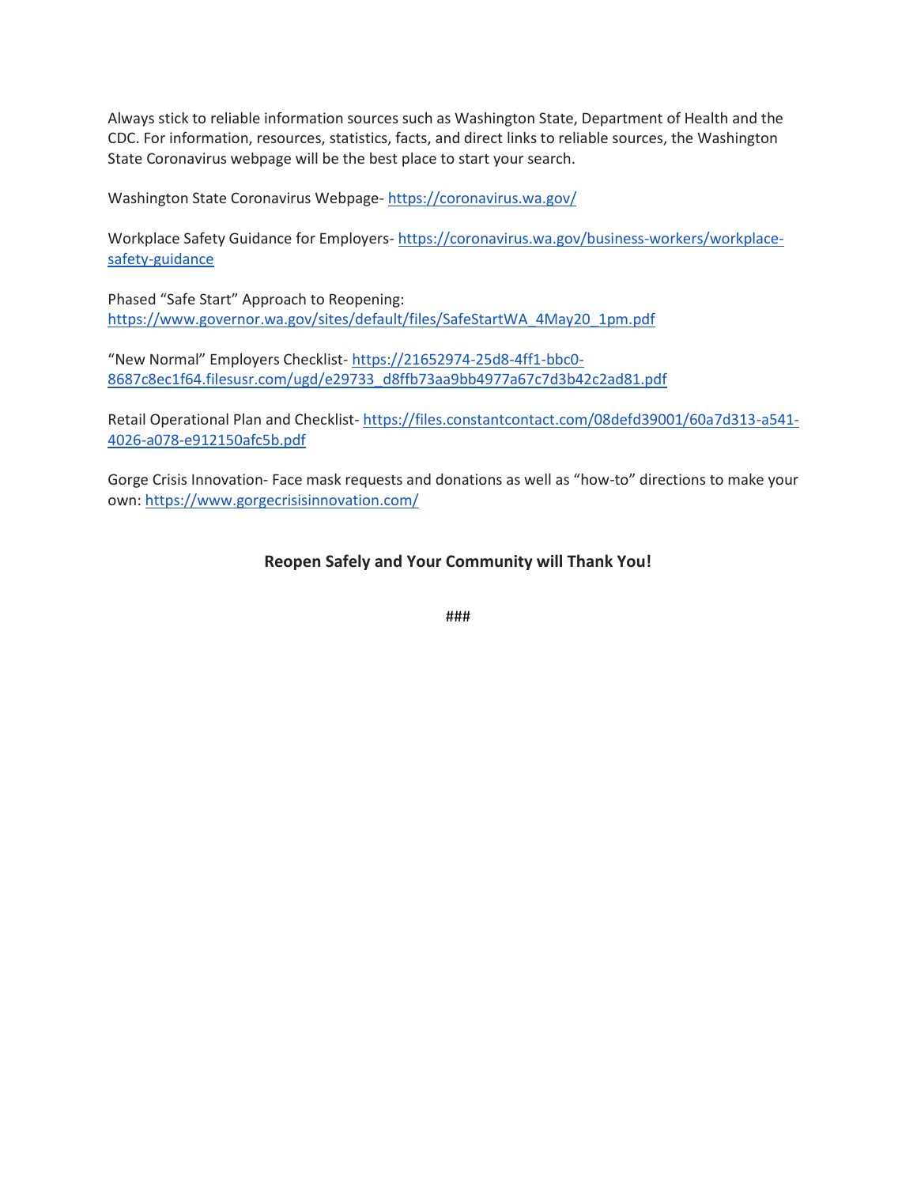Always stick to reliable information sources such as Washington State, Department of Health and the CDC. For information, resources, statistics, facts, and direct links to reliable sources, the Washington State Coronavirus webpage will be the best place to start your search.

Washington State Coronavirus Webpage- https://coronavirus.wa.gov/

Workplace Safety Guidance for Employers- https://coronavirus.wa.gov/business-workers/workplace-safety-guidance

Phased "Safe Start" Approach to Reopening:
https://www.governor.wa.gov/sites/default/files/SafeStartWA_4May20_1pm.pdf

"New Normal" Employers Checklist- https://21652974-25d8-4ff1-bbc0-8687c8ec1f64.filesusr.com/ugd/e29733_d8ffb73aa9bb4977a67c7d3b42c2ad81.pdf

Retail Operational Plan and Checklist- https://files.constantcontact.com/08defd39001/60a7d313-a541-4026-a078-e912150afc5b.pdf

Gorge Crisis Innovation- Face mask requests and donations as well as "how-to" directions to make your own: https://www.gorgecrisisinnovation.com/

**Reopen Safely and Your Community will Thank You!**

###